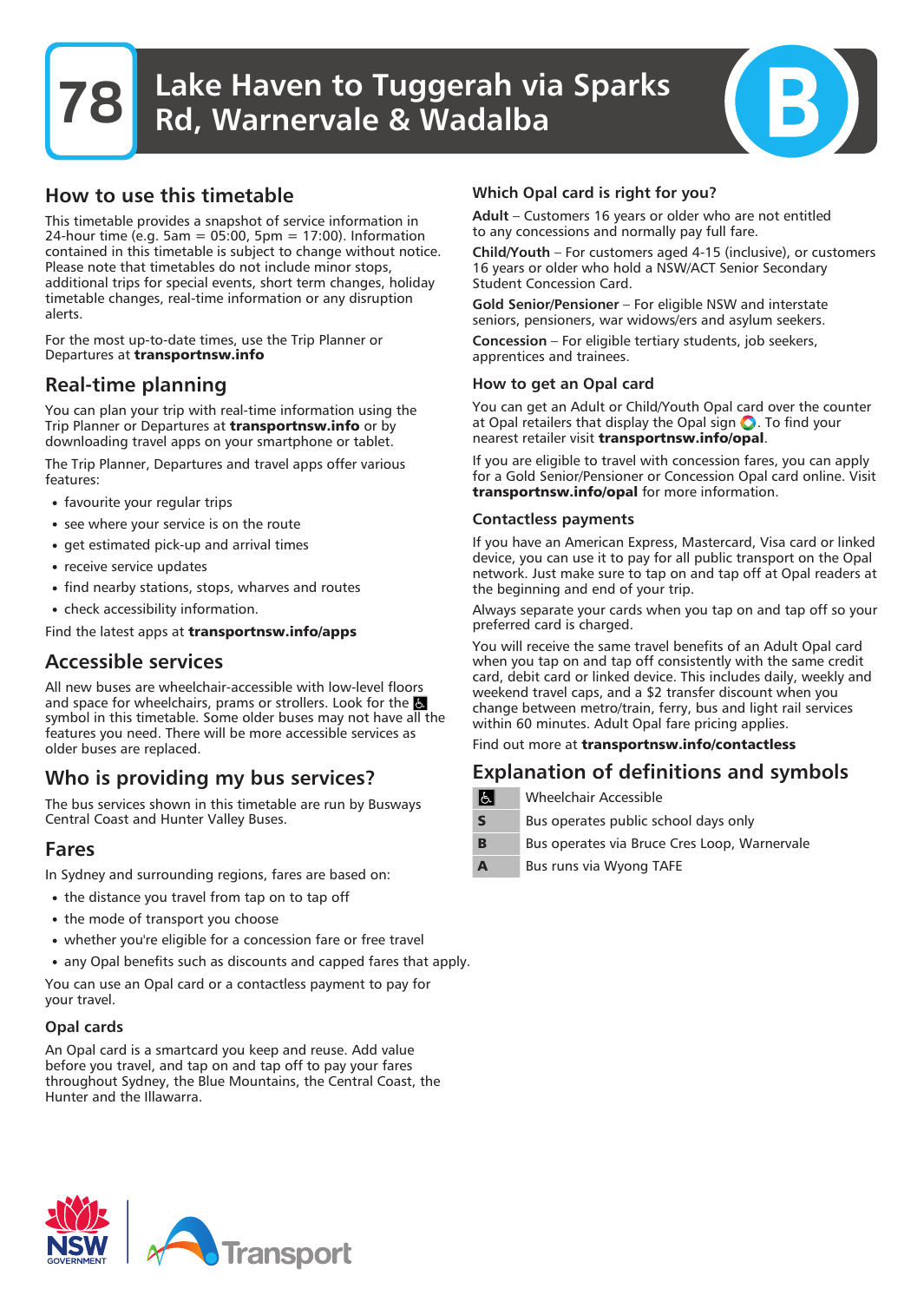# 78 Lake Haven to Tuggerah via Sparks Rd, Warnervale & Wadalba

B

## How to use this timetable

This timetable provides a snapshot of service information in 24-hour time (e.g. 5am = 05:00, 5pm = 17:00). Information contained in this timetable is subject to change without notice. Please note that timetables do not include minor stops, additional trips for special events, short term changes, holiday timetable changes, real-time information or any disruption alerts.

For the most up-to-date times, use the Trip Planner or Departures at **transportnsw.info**

## Real-time planning

You can plan your trip with real-time information using the Trip Planner or Departures at **transportnsw.info** or by downloading travel apps on your smartphone or tablet.

The Trip Planner, Departures and travel apps offer various features:

- favourite your regular trips
- see where your service is on the route
- get estimated pick-up and arrival times
- receive service updates
- find nearby stations, stops, wharves and routes
- check accessibility information.

Find the latest apps at **transportnsw.info/apps**

## Accessible services

All new buses are wheelchair-accessible with low-level floors and space for wheelchairs, prams or strollers. Look for the ♿ symbol in this timetable. Some older buses may not have all the features you need. There will be more accessible services as older buses are replaced.

## Who is providing my bus services?

The bus services shown in this timetable are run by Busways Central Coast and Hunter Valley Buses.

## Fares

In Sydney and surrounding regions, fares are based on:

- the distance you travel from tap on to tap off
- the mode of transport you choose
- whether you're eligible for a concession fare or free travel
- any Opal benefits such as discounts and capped fares that apply.

You can use an Opal card or a contactless payment to pay for your travel.

### Opal cards

An Opal card is a smartcard you keep and reuse. Add value before you travel, and tap on and tap off to pay your fares throughout Sydney, the Blue Mountains, the Central Coast, the Hunter and the Illawarra.

### Which Opal card is right for you?

**Adult** – Customers 16 years or older who are not entitled to any concessions and normally pay full fare.

**Child/Youth** – For customers aged 4-15 (inclusive), or customers 16 years or older who hold a NSW/ACT Senior Secondary Student Concession Card.

**Gold Senior/Pensioner** – For eligible NSW and interstate seniors, pensioners, war widows/ers and asylum seekers.

**Concession** – For eligible tertiary students, job seekers, apprentices and trainees.

### How to get an Opal card

You can get an Adult or Child/Youth Opal card over the counter at Opal retailers that display the Opal sign. To find your nearest retailer visit **transportnsw.info/opal**.

If you are eligible to travel with concession fares, you can apply for a Gold Senior/Pensioner or Concession Opal card online. Visit **transportnsw.info/opal** for more information.

### Contactless payments

If you have an American Express, Mastercard, Visa card or linked device, you can use it to pay for all public transport on the Opal network. Just make sure to tap on and tap off at Opal readers at the beginning and end of your trip.

Always separate your cards when you tap on and tap off so your preferred card is charged.

You will receive the same travel benefits of an Adult Opal card when you tap on and tap off consistently with the same credit card, debit card or linked device. This includes daily, weekly and weekend travel caps, and a $2 transfer discount when you change between metro/train, ferry, bus and light rail services within 60 minutes. Adult Opal fare pricing applies.

Find out more at **transportnsw.info/contactless**

## Explanation of definitions and symbols

| Symbol | Definition |
|---|---|
| ♿ | Wheelchair Accessible |
| S | Bus operates public school days only |
| B | Bus operates via Bruce Cres Loop, Warnervale |
| A | Bus runs via Wyong TAFE |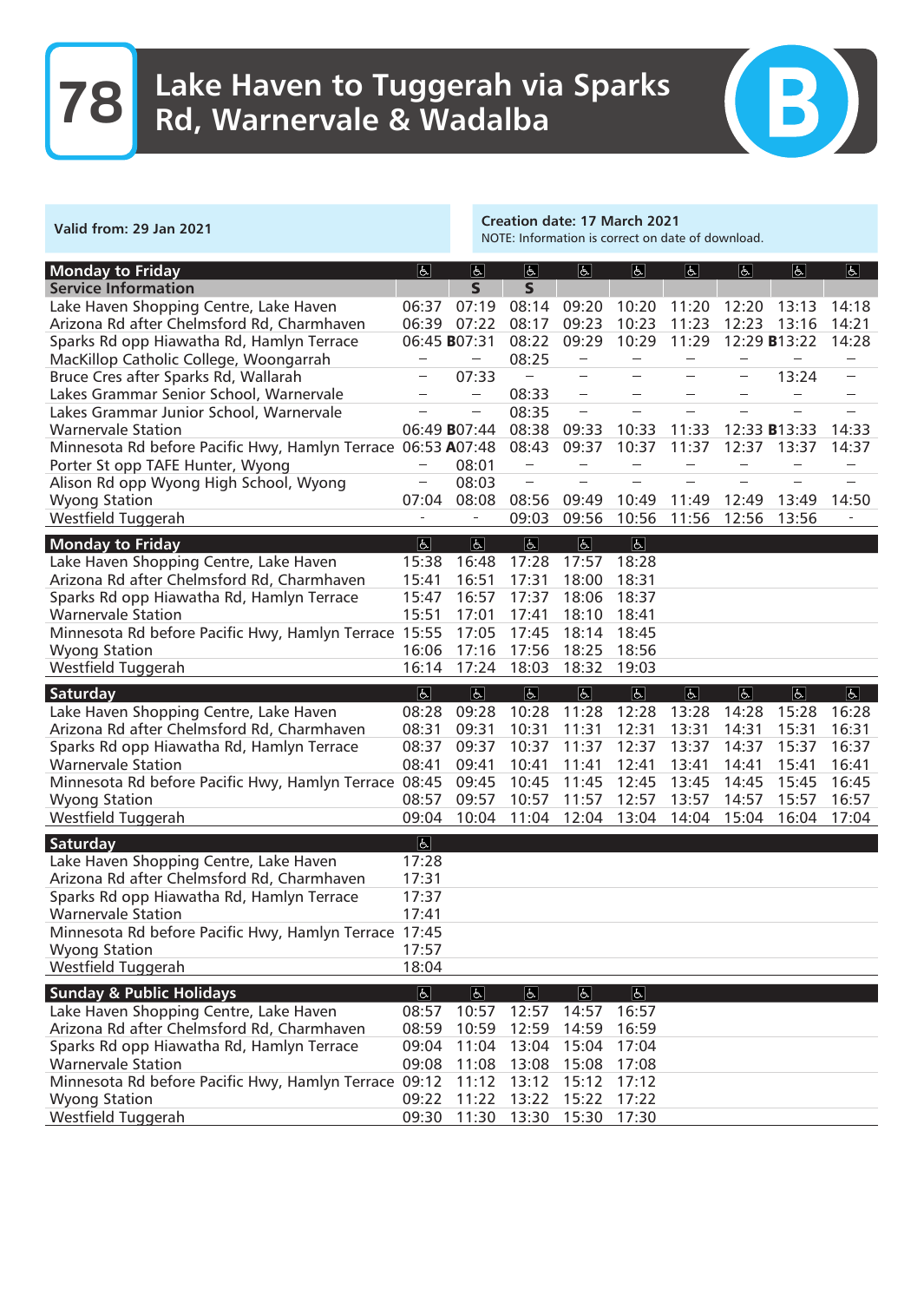# 78 Lake Haven to Tuggerah via Sparks Rd, Warnervale & Wadalba

B

**Valid from: 29 Jan 2021**

**Creation date: 17 March 2021**
NOTE: Information is correct on date of download.

| Monday to Friday | ♿ | ♿ | ♿ | ♿ | ♿ | ♿ | ♿ | ♿ | ♿ |
|---|---|---|---|---|---|---|---|---|---|
| Service Information | | S | S | | | | | | |
| Lake Haven Shopping Centre, Lake Haven | 06:37 | 07:19 | 08:14 | 09:20 | 10:20 | 11:20 | 12:20 | 13:13 | 14:18 |
| Arizona Rd after Chelmsford Rd, Charmhaven | 06:39 | 07:22 | 08:17 | 09:23 | 10:23 | 11:23 | 12:23 | 13:16 | 14:21 |
| Sparks Rd opp Hiawatha Rd, Hamlyn Terrace | 06:45 | **B**07:31 | 08:22 | 09:29 | 10:29 | 11:29 | 12:29 | **B**13:22 | 14:28 |
| MacKillop Catholic College, Woongarrah | – | – | 08:25 | – | – | – | – | – | – |
| Bruce Cres after Sparks Rd, Wallarah | – | 07:33 | – | – | – | – | – | 13:24 | – |
| Lakes Grammar Senior School, Warnervale | – | – | 08:33 | – | – | – | – | – | – |
| Lakes Grammar Junior School, Warnervale | – | – | 08:35 | – | – | – | – | – | – |
| Warnervale Station | 06:49 | **B**07:44 | 08:38 | 09:33 | 10:33 | 11:33 | 12:33 | **B**13:33 | 14:33 |
| Minnesota Rd before Pacific Hwy, Hamlyn Terrace | 06:53 | **A**07:48 | 08:43 | 09:37 | 10:37 | 11:37 | 12:37 | 13:37 | 14:37 |
| Porter St opp TAFE Hunter, Wyong | – | 08:01 | – | – | – | – | – | – | – |
| Alison Rd opp Wyong High School, Wyong | – | 08:03 | – | – | – | – | – | – | – |
| Wyong Station | 07:04 | 08:08 | 08:56 | 09:49 | 10:49 | 11:49 | 12:49 | 13:49 | 14:50 |
| Westfield Tuggerah | - | - | 09:03 | 09:56 | 10:56 | 11:56 | 12:56 | 13:56 | - |

| Monday to Friday | ♿ | ♿ | ♿ | ♿ | ♿ |
|---|---|---|---|---|---|
| Lake Haven Shopping Centre, Lake Haven | 15:38 | 16:48 | 17:28 | 17:57 | 18:28 |
| Arizona Rd after Chelmsford Rd, Charmhaven | 15:41 | 16:51 | 17:31 | 18:00 | 18:31 |
| Sparks Rd opp Hiawatha Rd, Hamlyn Terrace | 15:47 | 16:57 | 17:37 | 18:06 | 18:37 |
| Warnervale Station | 15:51 | 17:01 | 17:41 | 18:10 | 18:41 |
| Minnesota Rd before Pacific Hwy, Hamlyn Terrace | 15:55 | 17:05 | 17:45 | 18:14 | 18:45 |
| Wyong Station | 16:06 | 17:16 | 17:56 | 18:25 | 18:56 |
| Westfield Tuggerah | 16:14 | 17:24 | 18:03 | 18:32 | 19:03 |

| Saturday | ♿ | ♿ | ♿ | ♿ | ♿ | ♿ | ♿ | ♿ | ♿ |
|---|---|---|---|---|---|---|---|---|---|
| Lake Haven Shopping Centre, Lake Haven | 08:28 | 09:28 | 10:28 | 11:28 | 12:28 | 13:28 | 14:28 | 15:28 | 16:28 |
| Arizona Rd after Chelmsford Rd, Charmhaven | 08:31 | 09:31 | 10:31 | 11:31 | 12:31 | 13:31 | 14:31 | 15:31 | 16:31 |
| Sparks Rd opp Hiawatha Rd, Hamlyn Terrace | 08:37 | 09:37 | 10:37 | 11:37 | 12:37 | 13:37 | 14:37 | 15:37 | 16:37 |
| Warnervale Station | 08:41 | 09:41 | 10:41 | 11:41 | 12:41 | 13:41 | 14:41 | 15:41 | 16:41 |
| Minnesota Rd before Pacific Hwy, Hamlyn Terrace | 08:45 | 09:45 | 10:45 | 11:45 | 12:45 | 13:45 | 14:45 | 15:45 | 16:45 |
| Wyong Station | 08:57 | 09:57 | 10:57 | 11:57 | 12:57 | 13:57 | 14:57 | 15:57 | 16:57 |
| Westfield Tuggerah | 09:04 | 10:04 | 11:04 | 12:04 | 13:04 | 14:04 | 15:04 | 16:04 | 17:04 |

| Saturday | ♿ |
|---|---|
| Lake Haven Shopping Centre, Lake Haven | 17:28 |
| Arizona Rd after Chelmsford Rd, Charmhaven | 17:31 |
| Sparks Rd opp Hiawatha Rd, Hamlyn Terrace | 17:37 |
| Warnervale Station | 17:41 |
| Minnesota Rd before Pacific Hwy, Hamlyn Terrace | 17:45 |
| Wyong Station | 17:57 |
| Westfield Tuggerah | 18:04 |

| Sunday & Public Holidays | ♿ | ♿ | ♿ | ♿ | ♿ |
|---|---|---|---|---|---|
| Lake Haven Shopping Centre, Lake Haven | 08:57 | 10:57 | 12:57 | 14:57 | 16:57 |
| Arizona Rd after Chelmsford Rd, Charmhaven | 08:59 | 10:59 | 12:59 | 14:59 | 16:59 |
| Sparks Rd opp Hiawatha Rd, Hamlyn Terrace | 09:04 | 11:04 | 13:04 | 15:04 | 17:04 |
| Warnervale Station | 09:08 | 11:08 | 13:08 | 15:08 | 17:08 |
| Minnesota Rd before Pacific Hwy, Hamlyn Terrace | 09:12 | 11:12 | 13:12 | 15:12 | 17:12 |
| Wyong Station | 09:22 | 11:22 | 13:22 | 15:22 | 17:22 |
| Westfield Tuggerah | 09:30 | 11:30 | 13:30 | 15:30 | 17:30 |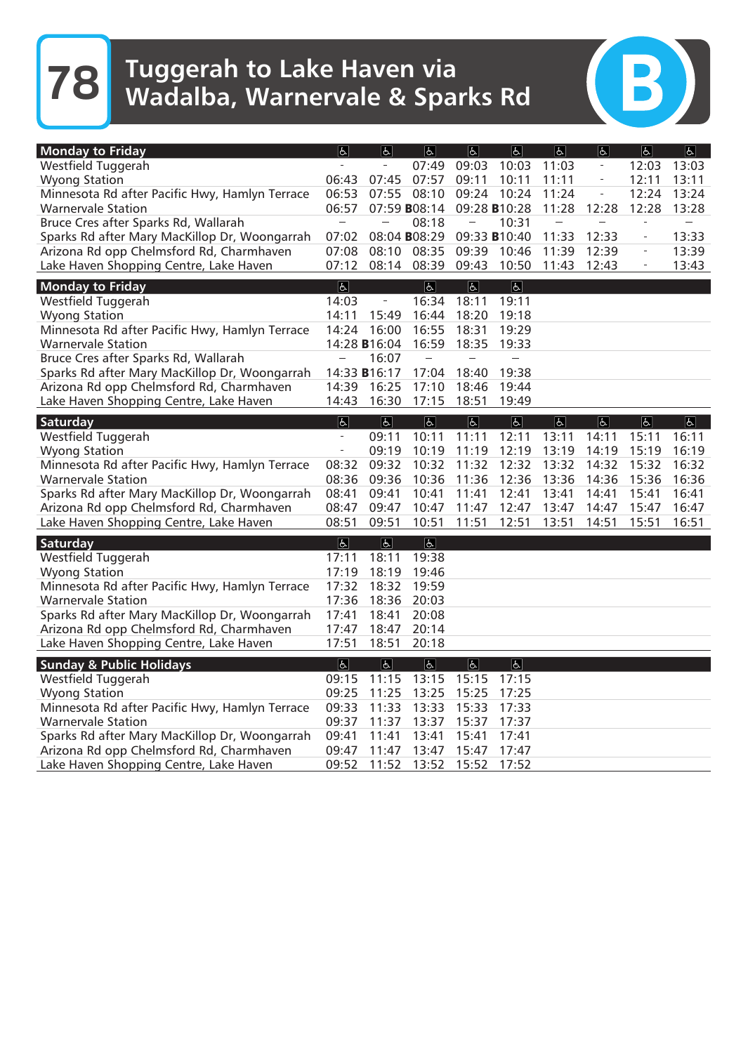# 78 Tuggerah to Lake Haven via Wadalba, Warnervale & Sparks Rd

B

| Monday to Friday | ♿ | ♿ | ♿ | ♿ | ♿ | ♿ | ♿ | ♿ | ♿ |
|---|---|---|---|---|---|---|---|---|---|
| Westfield Tuggerah | - | - | 07:49 | 09:03 | 10:03 | 11:03 | - | 12:03 | 13:03 |
| Wyong Station | 06:43 | 07:45 | 07:57 | 09:11 | 10:11 | 11:11 | - | 12:11 | 13:11 |
| Minnesota Rd after Pacific Hwy, Hamlyn Terrace | 06:53 | 07:55 | 08:10 | 09:24 | 10:24 | 11:24 | - | 12:24 | 13:24 |
| Warnervale Station | 06:57 | 07:59 | **B**08:14 | 09:28 | **B**10:28 | 11:28 | 12:28 | 12:28 | 13:28 |
| Bruce Cres after Sparks Rd, Wallarah | – | – | 08:18 | – | 10:31 | – | – | - | – |
| Sparks Rd after Mary MacKillop Dr, Woongarrah | 07:02 | 08:04 | **B**08:29 | 09:33 | **B**10:40 | 11:33 | 12:33 | - | 13:33 |
| Arizona Rd opp Chelmsford Rd, Charmhaven | 07:08 | 08:10 | 08:35 | 09:39 | 10:46 | 11:39 | 12:39 | - | 13:39 |
| Lake Haven Shopping Centre, Lake Haven | 07:12 | 08:14 | 08:39 | 09:43 | 10:50 | 11:43 | 12:43 | - | 13:43 |

| Monday to Friday | ♿ | | ♿ | ♿ | ♿ |
|---|---|---|---|---|---|
| Westfield Tuggerah | 14:03 | - | 16:34 | 18:11 | 19:11 |
| Wyong Station | 14:11 | 15:49 | 16:44 | 18:20 | 19:18 |
| Minnesota Rd after Pacific Hwy, Hamlyn Terrace | 14:24 | 16:00 | 16:55 | 18:31 | 19:29 |
| Warnervale Station | 14:28 | **B**16:04 | 16:59 | 18:35 | 19:33 |
| Bruce Cres after Sparks Rd, Wallarah | – | 16:07 | – | – | – |
| Sparks Rd after Mary MacKillop Dr, Woongarrah | 14:33 | **B**16:17 | 17:04 | 18:40 | 19:38 |
| Arizona Rd opp Chelmsford Rd, Charmhaven | 14:39 | 16:25 | 17:10 | 18:46 | 19:44 |
| Lake Haven Shopping Centre, Lake Haven | 14:43 | 16:30 | 17:15 | 18:51 | 19:49 |

| Saturday | ♿ | ♿ | ♿ | ♿ | ♿ | ♿ | ♿ | ♿ | ♿ |
|---|---|---|---|---|---|---|---|---|---|
| Westfield Tuggerah | - | 09:11 | 10:11 | 11:11 | 12:11 | 13:11 | 14:11 | 15:11 | 16:11 |
| Wyong Station | - | 09:19 | 10:19 | 11:19 | 12:19 | 13:19 | 14:19 | 15:19 | 16:19 |
| Minnesota Rd after Pacific Hwy, Hamlyn Terrace | 08:32 | 09:32 | 10:32 | 11:32 | 12:32 | 13:32 | 14:32 | 15:32 | 16:32 |
| Warnervale Station | 08:36 | 09:36 | 10:36 | 11:36 | 12:36 | 13:36 | 14:36 | 15:36 | 16:36 |
| Sparks Rd after Mary MacKillop Dr, Woongarrah | 08:41 | 09:41 | 10:41 | 11:41 | 12:41 | 13:41 | 14:41 | 15:41 | 16:41 |
| Arizona Rd opp Chelmsford Rd, Charmhaven | 08:47 | 09:47 | 10:47 | 11:47 | 12:47 | 13:47 | 14:47 | 15:47 | 16:47 |
| Lake Haven Shopping Centre, Lake Haven | 08:51 | 09:51 | 10:51 | 11:51 | 12:51 | 13:51 | 14:51 | 15:51 | 16:51 |

| Saturday | ♿ | ♿ | ♿ |
|---|---|---|---|
| Westfield Tuggerah | 17:11 | 18:11 | 19:38 |
| Wyong Station | 17:19 | 18:19 | 19:46 |
| Minnesota Rd after Pacific Hwy, Hamlyn Terrace | 17:32 | 18:32 | 19:59 |
| Warnervale Station | 17:36 | 18:36 | 20:03 |
| Sparks Rd after Mary MacKillop Dr, Woongarrah | 17:41 | 18:41 | 20:08 |
| Arizona Rd opp Chelmsford Rd, Charmhaven | 17:47 | 18:47 | 20:14 |
| Lake Haven Shopping Centre, Lake Haven | 17:51 | 18:51 | 20:18 |

| Sunday & Public Holidays | ♿ | ♿ | ♿ | ♿ | ♿ |
|---|---|---|---|---|---|
| Westfield Tuggerah | 09:15 | 11:15 | 13:15 | 15:15 | 17:15 |
| Wyong Station | 09:25 | 11:25 | 13:25 | 15:25 | 17:25 |
| Minnesota Rd after Pacific Hwy, Hamlyn Terrace | 09:33 | 11:33 | 13:33 | 15:33 | 17:33 |
| Warnervale Station | 09:37 | 11:37 | 13:37 | 15:37 | 17:37 |
| Sparks Rd after Mary MacKillop Dr, Woongarrah | 09:41 | 11:41 | 13:41 | 15:41 | 17:41 |
| Arizona Rd opp Chelmsford Rd, Charmhaven | 09:47 | 11:47 | 13:47 | 15:47 | 17:47 |
| Lake Haven Shopping Centre, Lake Haven | 09:52 | 11:52 | 13:52 | 15:52 | 17:52 |